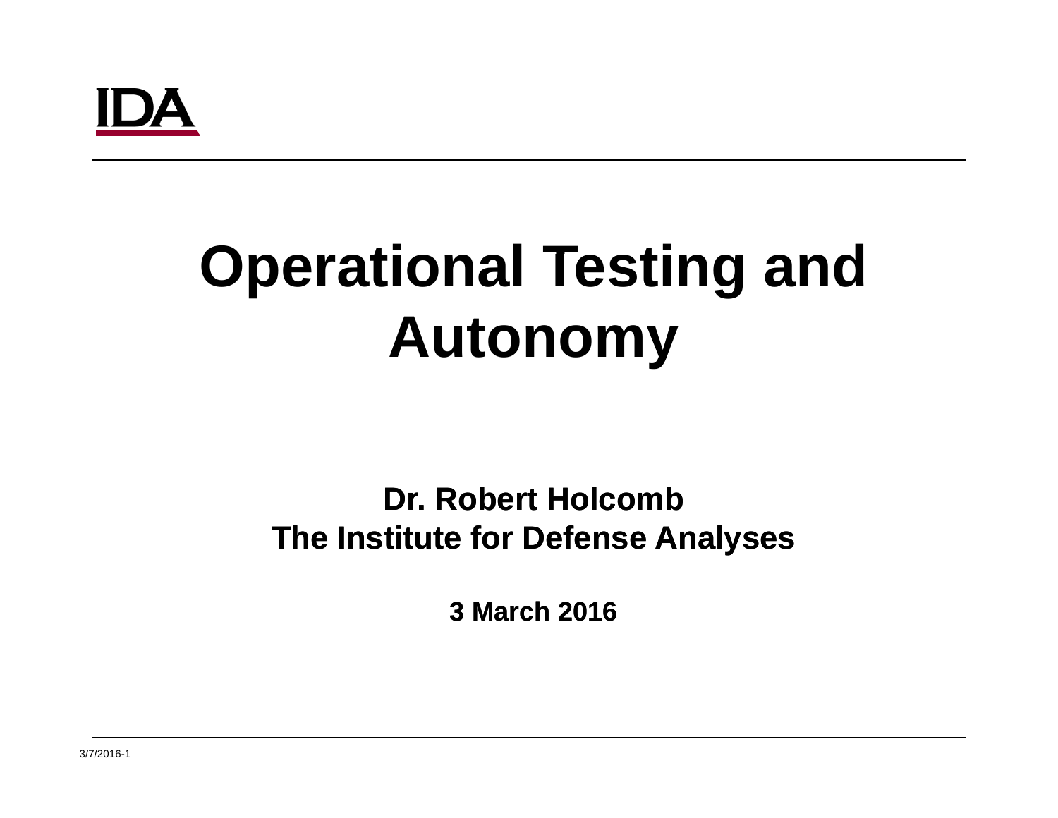IDA

# Operational Testing and Autonomy

**Dr. Robert Holcomb**
**The Institute for Defense Analyses**

**3 March 2016**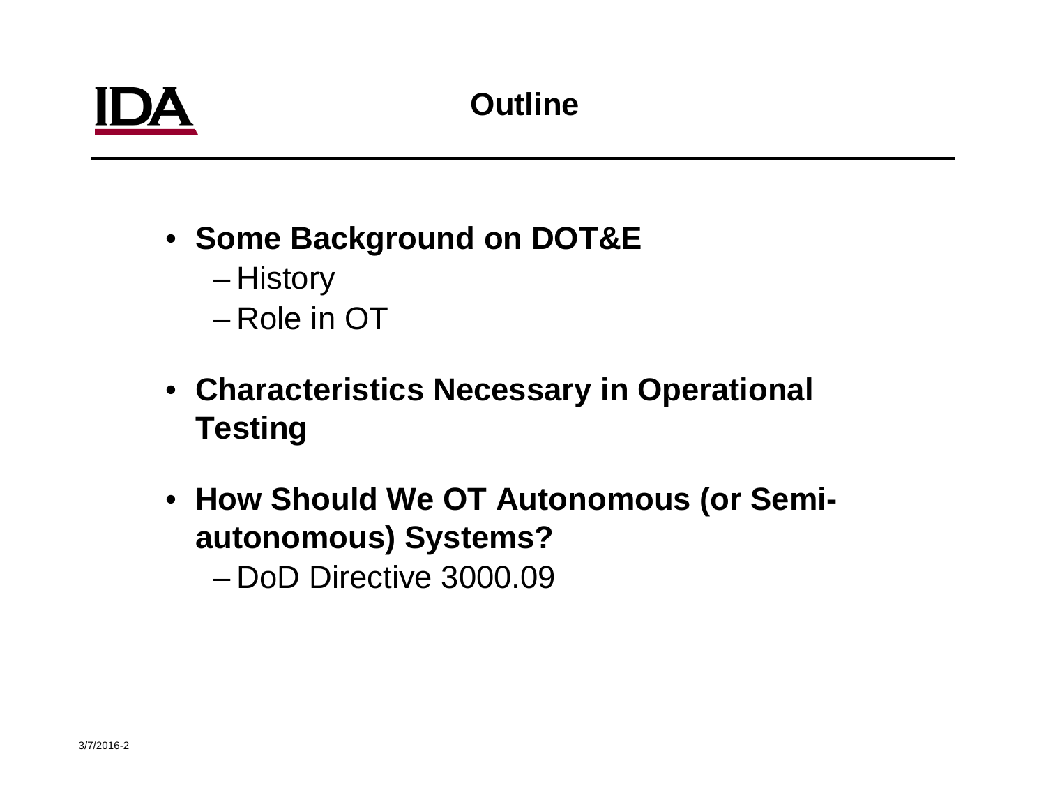# Outline

- **Some Background on DOT&E**
  - History
  - Role in OT
- **Characteristics Necessary in Operational Testing**
- **How Should We OT Autonomous (or Semi-autonomous) Systems?**
  - DoD Directive 3000.09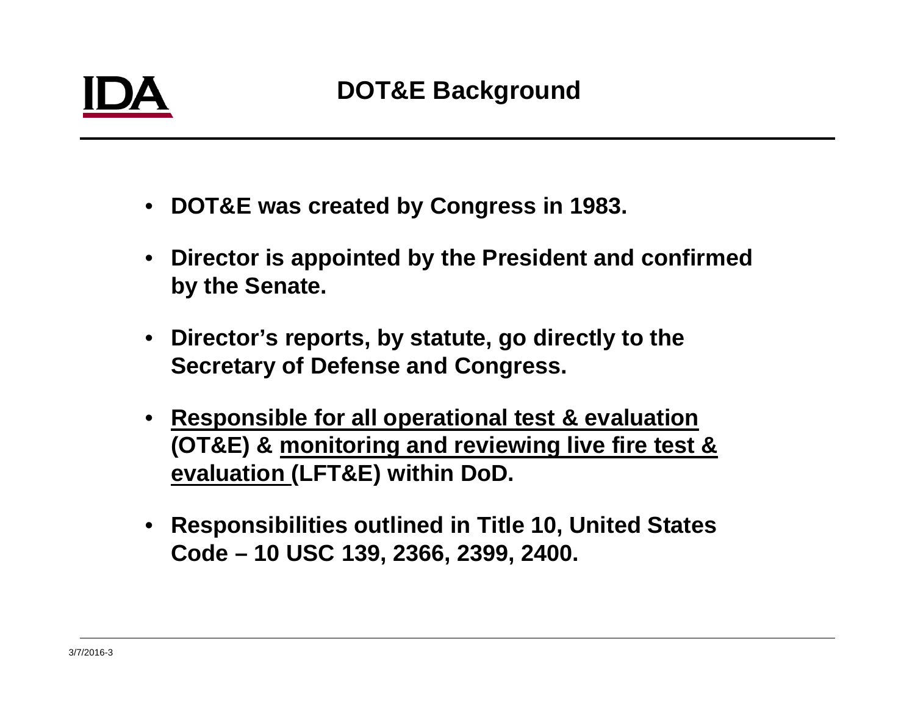# DOT&E Background

- **DOT&E was created by Congress in 1983.**
- **Director is appointed by the President and confirmed by the Senate.**
- **Director's reports, by statute, go directly to the Secretary of Defense and Congress.**
- **<u>Responsible for all operational test & evaluation</u> (OT&E) & <u>monitoring and reviewing live fire test & evaluation</u> (LFT&E) within DoD.**
- **Responsibilities outlined in Title 10, United States Code – 10 USC 139, 2366, 2399, 2400.**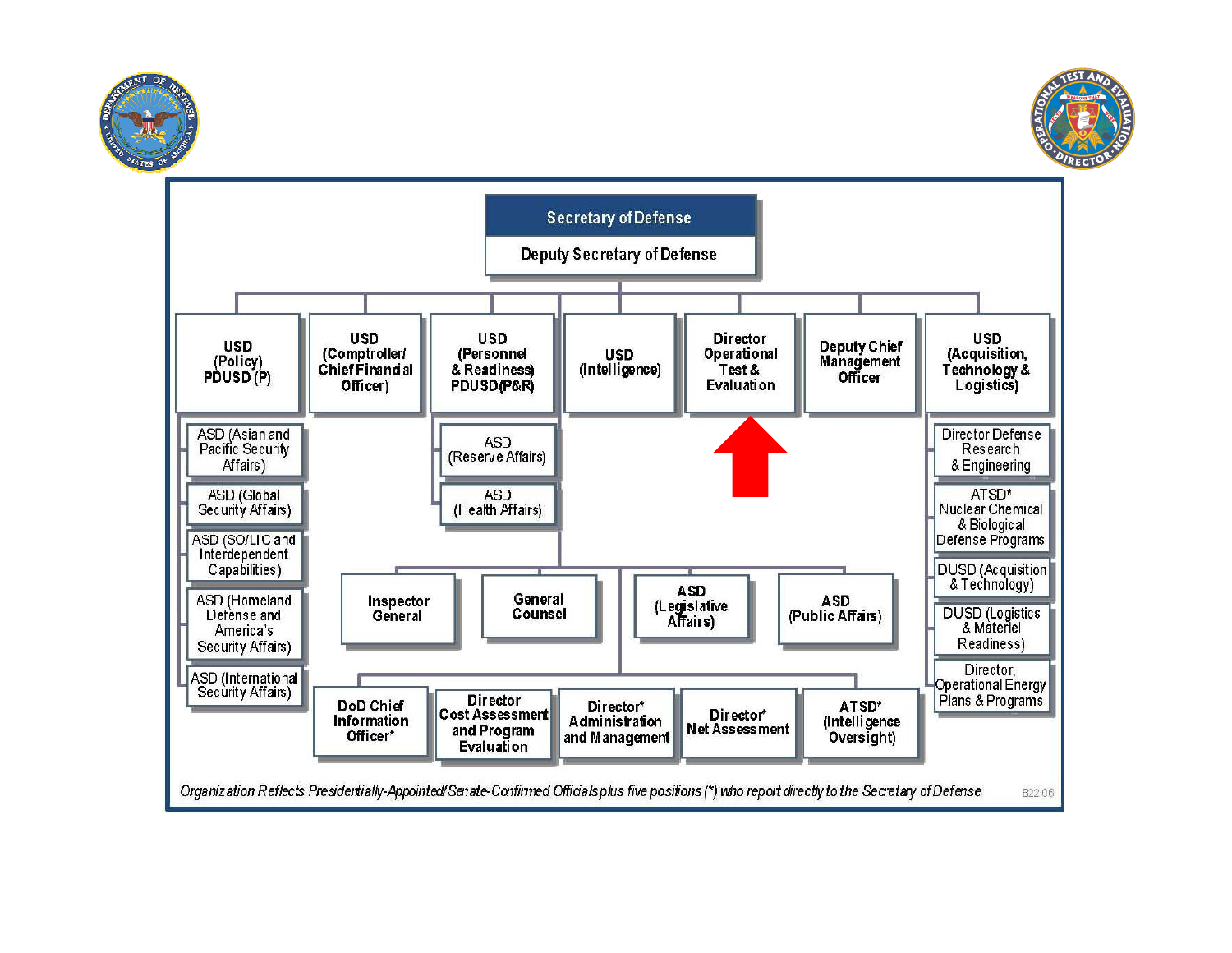**Secretary of Defense**

**Deputy Secretary of Defense**

- **USD (Policy) PDUSD (P)**
  - ASD (Asian and Pacific Security Affairs)
  - ASD (Global Security Affairs)
  - ASD (SO/LIC and Interdependent Capabilities)
  - ASD (Homeland Defense and America's Security Affairs)
  - ASD (International Security Affairs)
- **USD (Comptroller/ Chief Financial Officer)**
- **USD (Personnel & Readiness) PDUSD(P&R)**
  - ASD (Reserve Affairs)
  - ASD (Health Affairs)
- **USD (Intelligence)**
- **Director Operational Test & Evaluation**
- **Deputy Chief Management Officer**
- **USD (Acquisition, Technology & Logistics)**
  - Director Defense Research & Engineering
  - ATSD* Nuclear Chemical & Biological Defense Programs
  - DUSD (Acquisition & Technology)
  - DUSD (Logistics & Materiel Readiness)
  - Director, Operational Energy Plans & Programs
- **Inspector General**
- **General Counsel**
- **ASD (Legislative Affairs)**
- **ASD (Public Affairs)**
- **DoD Chief Information Officer***
- **Director Cost Assessment and Program Evaluation**
- **Director* Administration and Management**
- **Director* Net Assessment**
- **ATSD* (Intelligence Oversight)**

*Organization Reflects Presidentially-Appointed/Senate-Confirmed Officials plus five positions (*) who report directly to the Secretary of Defense*

B22-06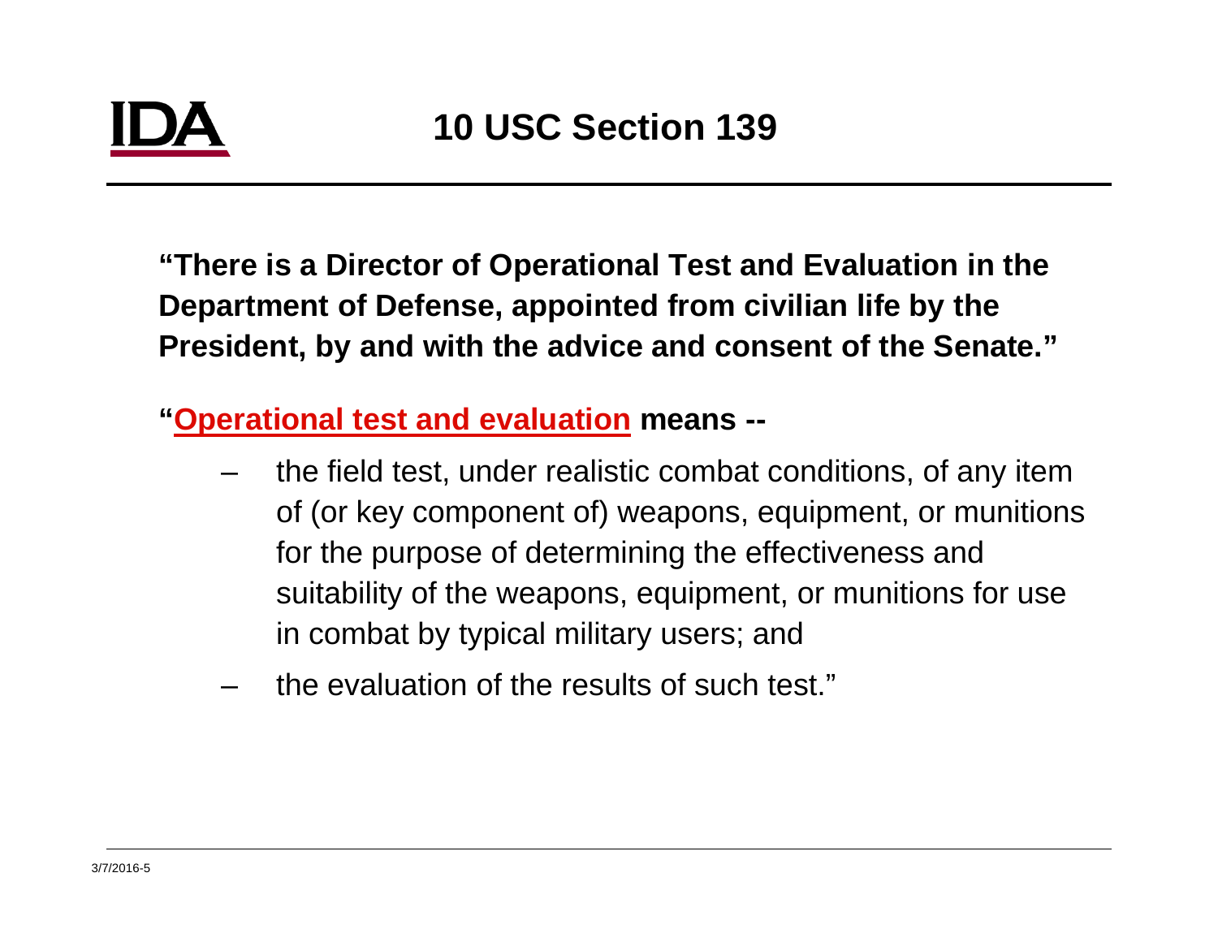# 10 USC Section 139

**"There is a Director of Operational Test and Evaluation in the Department of Defense, appointed from civilian life by the President, by and with the advice and consent of the Senate."**

**"Operational test and evaluation means --**

- the field test, under realistic combat conditions, of any item of (or key component of) weapons, equipment, or munitions for the purpose of determining the effectiveness and suitability of the weapons, equipment, or munitions for use in combat by typical military users; and
- the evaluation of the results of such test."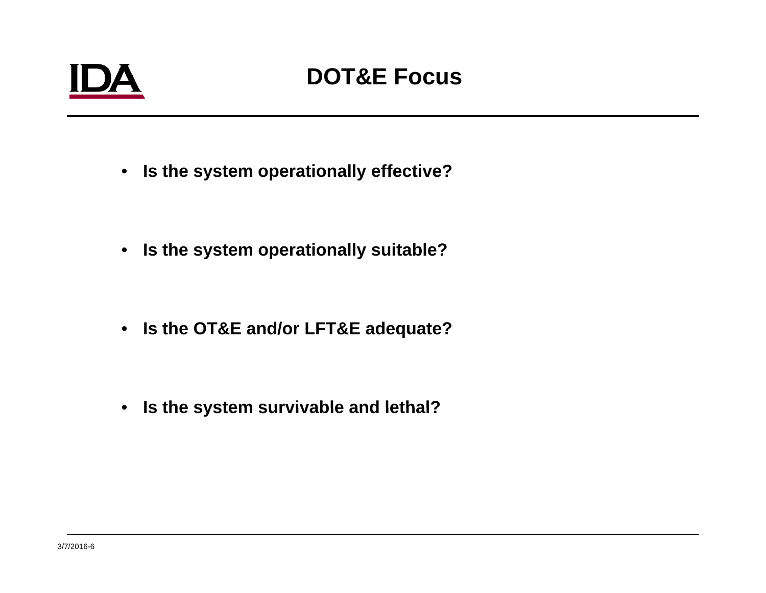# DOT&E Focus

- **Is the system operationally effective?**
- **Is the system operationally suitable?**
- **Is the OT&E and/or LFT&E adequate?**
- **Is the system survivable and lethal?**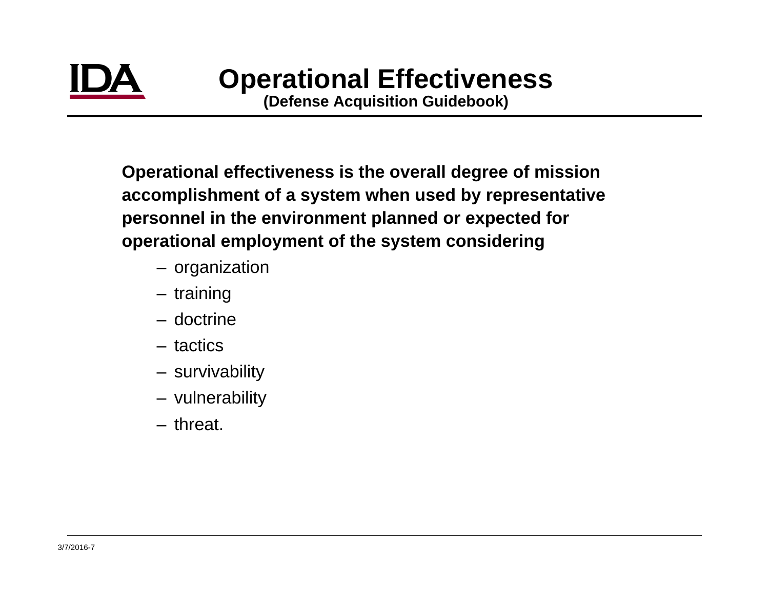# Operational Effectiveness

**(Defense Acquisition Guidebook)**

**Operational effectiveness is the overall degree of mission accomplishment of a system when used by representative personnel in the environment planned or expected for operational employment of the system considering**

- organization
- training
- doctrine
- tactics
- survivability
- vulnerability
- threat.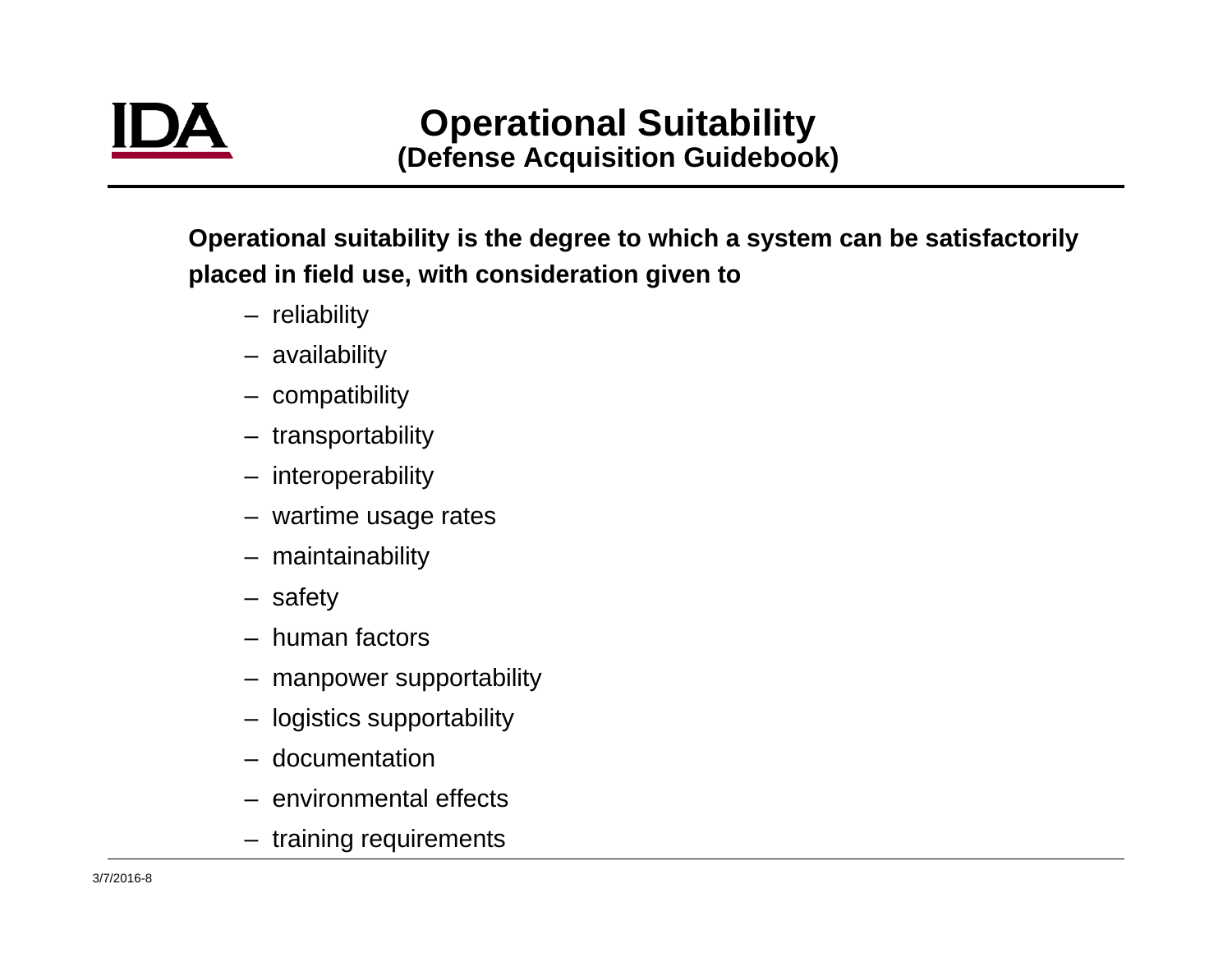# Operational Suitability
## (Defense Acquisition Guidebook)

**Operational suitability is the degree to which a system can be satisfactorily placed in field use, with consideration given to**

- reliability
- availability
- compatibility
- transportability
- interoperability
- wartime usage rates
- maintainability
- safety
- human factors
- manpower supportability
- logistics supportability
- documentation
- environmental effects
- training requirements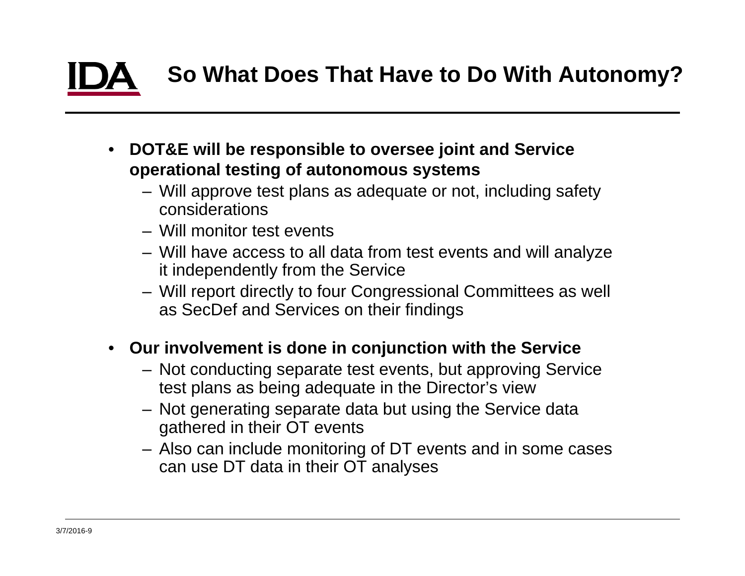# So What Does That Have to Do With Autonomy?

- **DOT&E will be responsible to oversee joint and Service operational testing of autonomous systems**
  - Will approve test plans as adequate or not, including safety considerations
  - Will monitor test events
  - Will have access to all data from test events and will analyze it independently from the Service
  - Will report directly to four Congressional Committees as well as SecDef and Services on their findings
- **Our involvement is done in conjunction with the Service**
  - Not conducting separate test events, but approving Service test plans as being adequate in the Director's view
  - Not generating separate data but using the Service data gathered in their OT events
  - Also can include monitoring of DT events and in some cases can use DT data in their OT analyses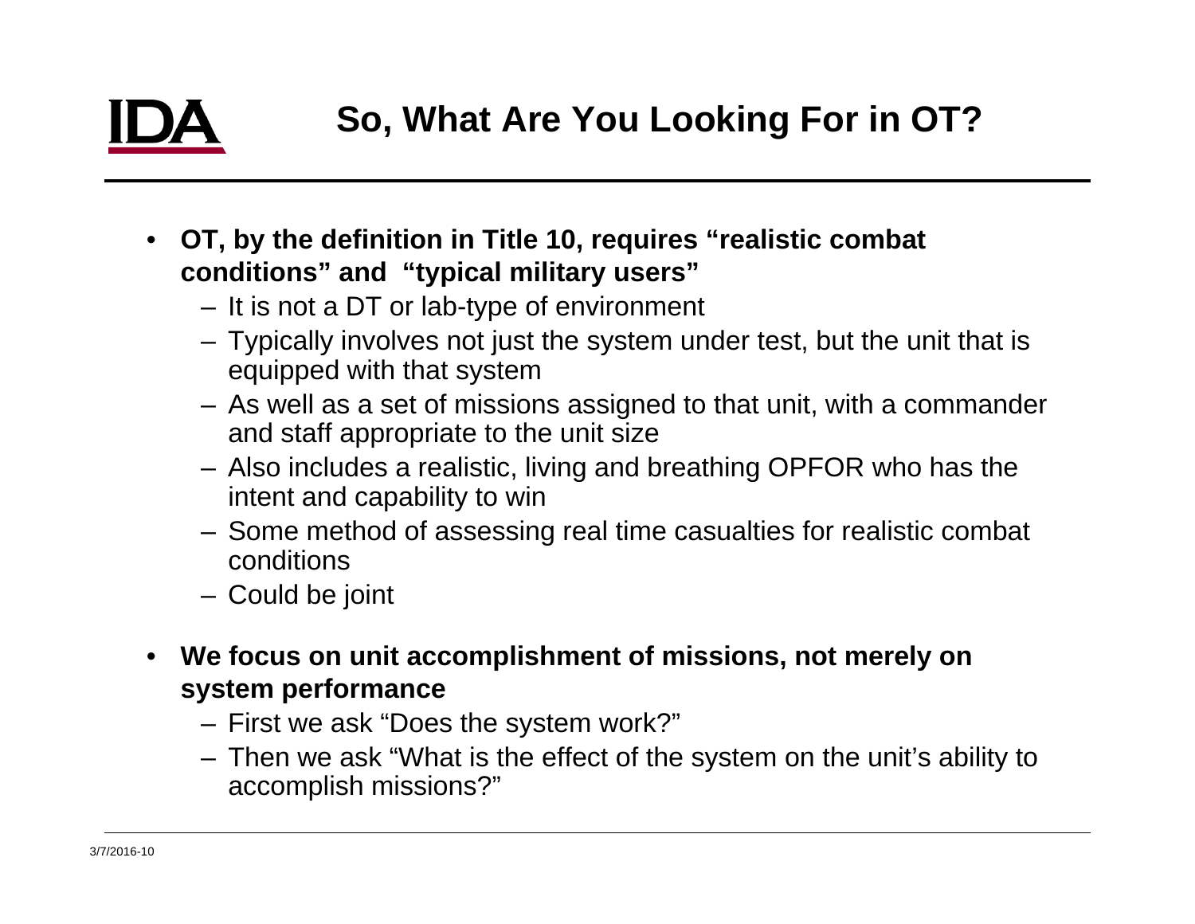# So, What Are You Looking For in OT?

- **OT, by the definition in Title 10, requires “realistic combat conditions” and “typical military users”**
  - It is not a DT or lab-type of environment
  - Typically involves not just the system under test, but the unit that is equipped with that system
  - As well as a set of missions assigned to that unit, with a commander and staff appropriate to the unit size
  - Also includes a realistic, living and breathing OPFOR who has the intent and capability to win
  - Some method of assessing real time casualties for realistic combat conditions
  - Could be joint
- **We focus on unit accomplishment of missions, not merely on system performance**
  - First we ask “Does the system work?”
  - Then we ask “What is the effect of the system on the unit’s ability to accomplish missions?”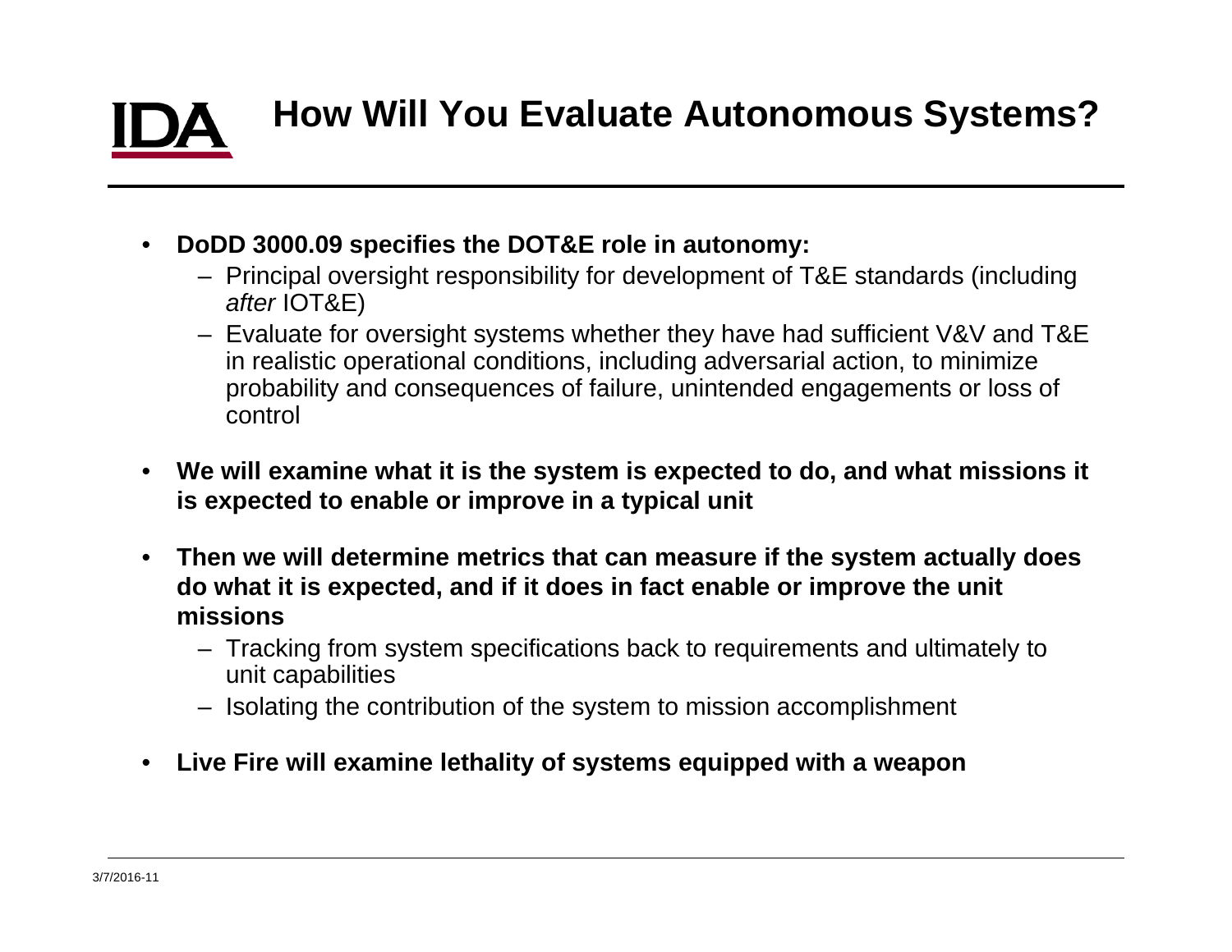# How Will You Evaluate Autonomous Systems?

- **DoDD 3000.09 specifies the DOT&E role in autonomy:**
  - Principal oversight responsibility for development of T&E standards (including *after* IOT&E)
  - Evaluate for oversight systems whether they have had sufficient V&V and T&E in realistic operational conditions, including adversarial action, to minimize probability and consequences of failure, unintended engagements or loss of control
- **We will examine what it is the system is expected to do, and what missions it is expected to enable or improve in a typical unit**
- **Then we will determine metrics that can measure if the system actually does do what it is expected, and if it does in fact enable or improve the unit missions**
  - Tracking from system specifications back to requirements and ultimately to unit capabilities
  - Isolating the contribution of the system to mission accomplishment
- **Live Fire will examine lethality of systems equipped with a weapon**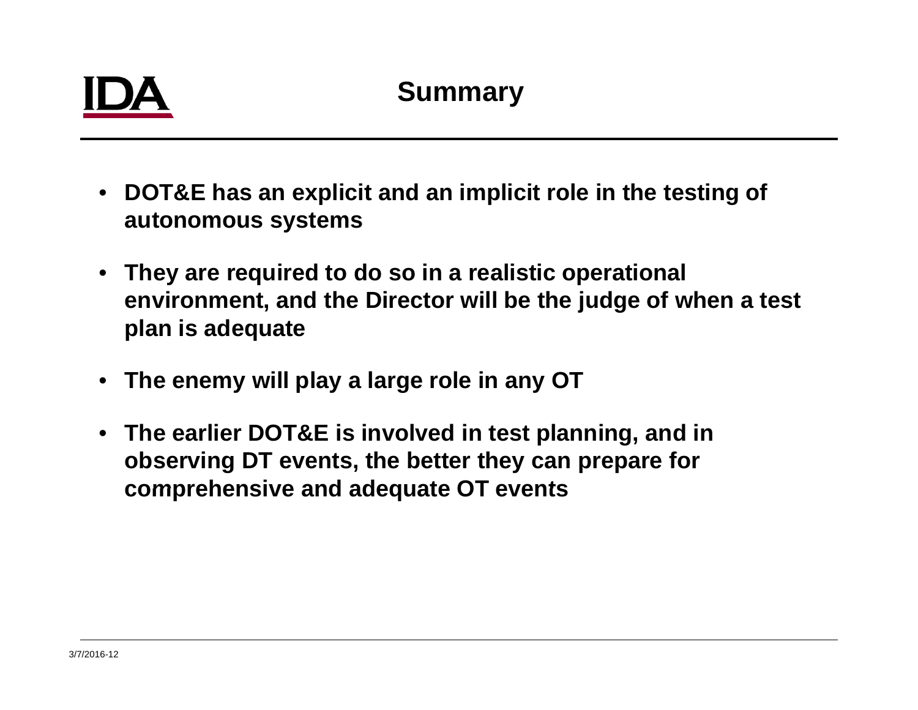# Summary

- **DOT&E has an explicit and an implicit role in the testing of autonomous systems**
- **They are required to do so in a realistic operational environment, and the Director will be the judge of when a test plan is adequate**
- **The enemy will play a large role in any OT**
- **The earlier DOT&E is involved in test planning, and in observing DT events, the better they can prepare for comprehensive and adequate OT events**